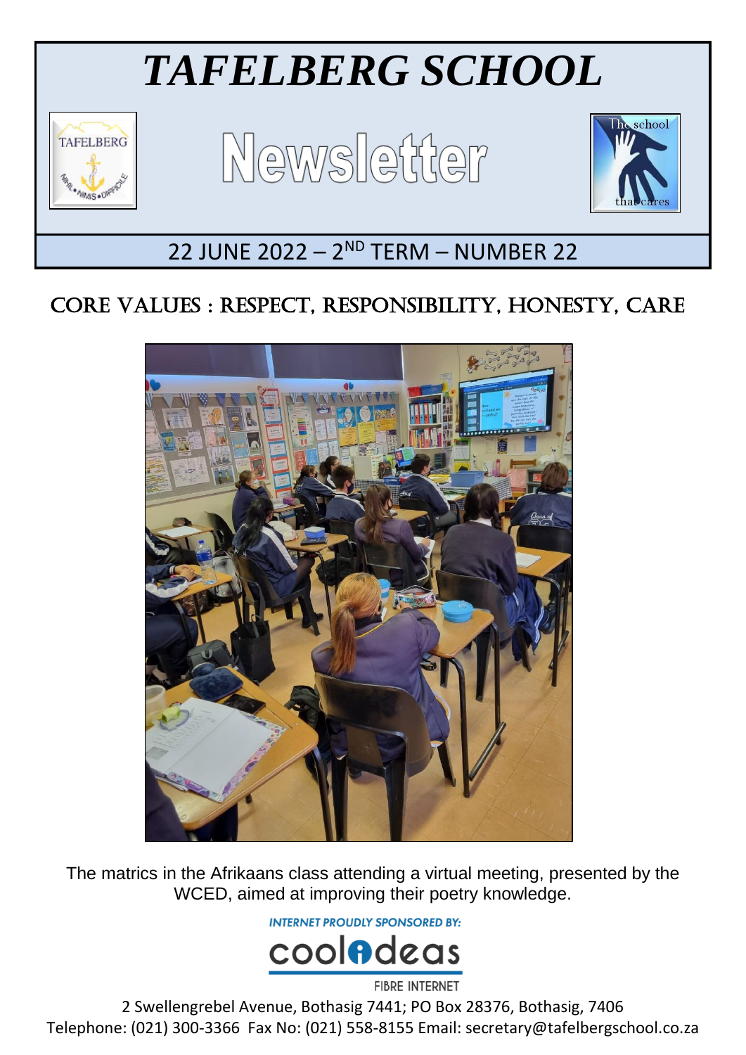# *TAFELBERG SCHOOL*

# Newsletter

## 22 JUNE 2022 – 2ND TERM – NUMBER 22

## CORE VALUES : RESPECT, RESPONSIBILITY, HONESTY, CARE

The matrics in the Afrikaans class attending a virtual meeting, presented by the WCED, aimed at improving their poetry knowledge.

INTERNET PROUDLY SPONSORED BY:

coolideas

FIBRE INTERNET

2 Swellengrebel Avenue, Bothasig 7441; PO Box 28376, Bothasig, 7406

Telephone: (021) 300-3366 Fax No: (021) 558-8155 Email: secretary@tafelbergschool.co.za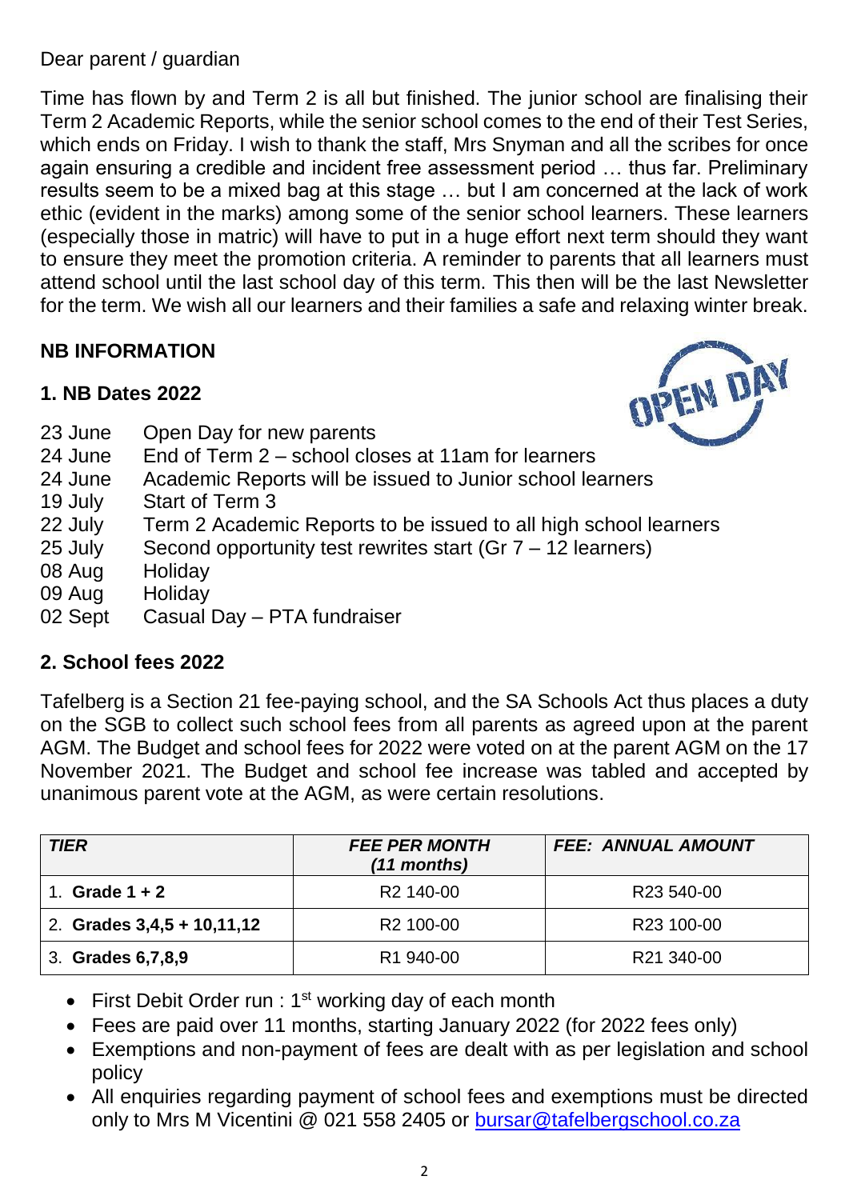Dear parent / guardian

Time has flown by and Term 2 is all but finished. The junior school are finalising their Term 2 Academic Reports, while the senior school comes to the end of their Test Series, which ends on Friday. I wish to thank the staff, Mrs Snyman and all the scribes for once again ensuring a credible and incident free assessment period … thus far. Preliminary results seem to be a mixed bag at this stage … but I am concerned at the lack of work ethic (evident in the marks) among some of the senior school learners. These learners (especially those in matric) will have to put in a huge effort next term should they want to ensure they meet the promotion criteria. A reminder to parents that all learners must attend school until the last school day of this term. This then will be the last Newsletter for the term. We wish all our learners and their families a safe and relaxing winter break.

## NB INFORMATION

### 1. NB Dates 2022

OPEN DAY

| | |
|---|---|
| 23 June | Open Day for new parents |
| 24 June | End of Term 2 – school closes at 11am for learners |
| 24 June | Academic Reports will be issued to Junior school learners |
| 19 July | Start of Term 3 |
| 22 July | Term 2 Academic Reports to be issued to all high school learners |
| 25 July | Second opportunity test rewrites start (Gr 7 – 12 learners) |
| 08 Aug | Holiday |
| 09 Aug | Holiday |
| 02 Sept | Casual Day – PTA fundraiser |

### 2. School fees 2022

Tafelberg is a Section 21 fee-paying school, and the SA Schools Act thus places a duty on the SGB to collect such school fees from all parents as agreed upon at the parent AGM. The Budget and school fees for 2022 were voted on at the parent AGM on the 17 November 2021. The Budget and school fee increase was tabled and accepted by unanimous parent vote at the AGM, as were certain resolutions.

| ***TIER*** | ***FEE PER MONTH (11 months)*** | ***FEE: ANNUAL AMOUNT*** |
|---|---|---|
| 1. **Grade 1 + 2** | R2 140-00 | R23 540-00 |
| 2. **Grades 3,4,5 + 10,11,12** | R2 100-00 | R23 100-00 |
| 3. **Grades 6,7,8,9** | R1 940-00 | R21 340-00 |

- First Debit Order run : 1st working day of each month
- Fees are paid over 11 months, starting January 2022 (for 2022 fees only)
- Exemptions and non-payment of fees are dealt with as per legislation and school policy
- All enquiries regarding payment of school fees and exemptions must be directed only to Mrs M Vicentini @ 021 558 2405 or bursar@tafelbergschool.co.za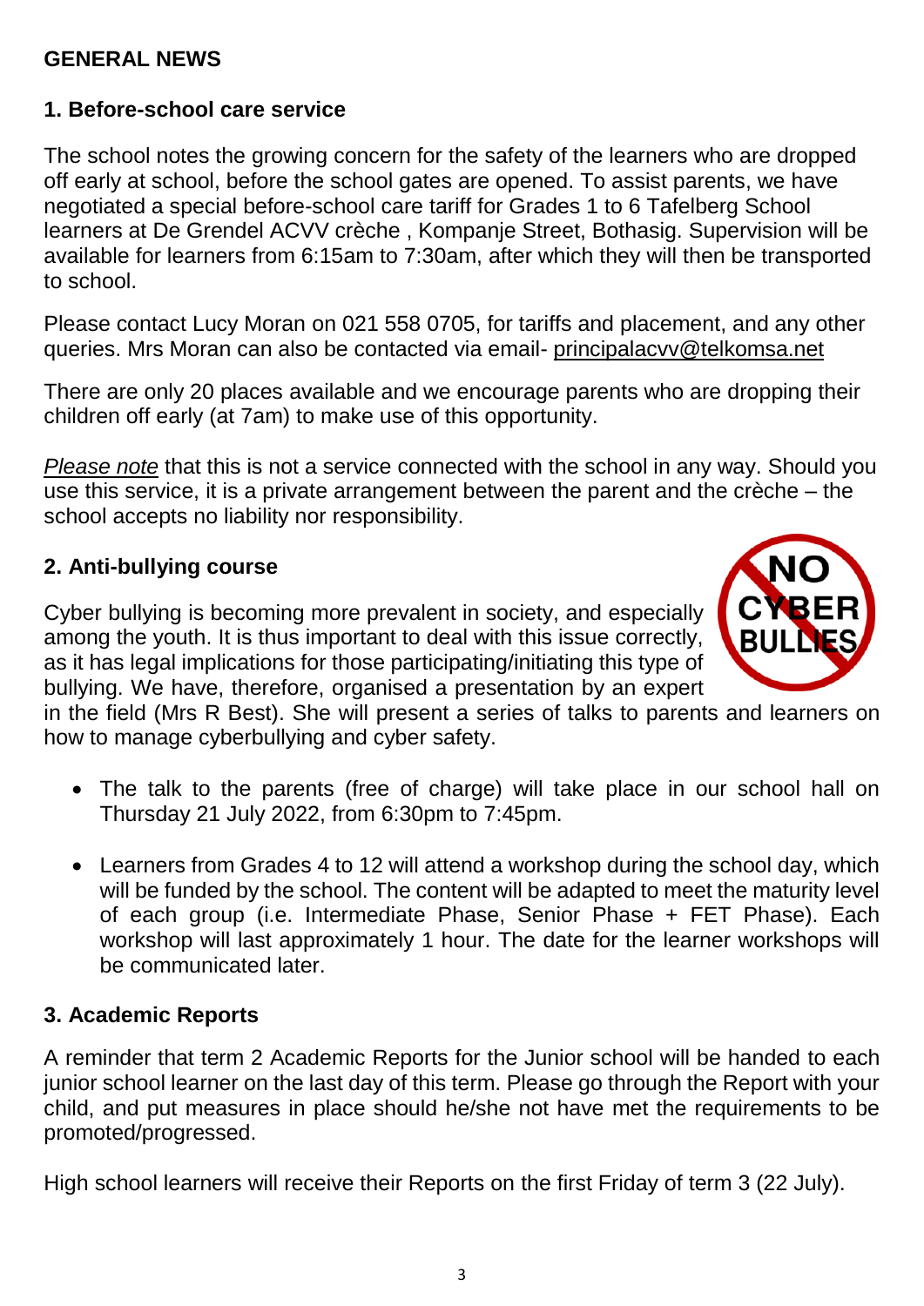## GENERAL NEWS

### 1. Before-school care service

The school notes the growing concern for the safety of the learners who are dropped off early at school, before the school gates are opened. To assist parents, we have negotiated a special before-school care tariff for Grades 1 to 6 Tafelberg School learners at De Grendel ACVV crèche , Kompanje Street, Bothasig. Supervision will be available for learners from 6:15am to 7:30am, after which they will then be transported to school.

Please contact Lucy Moran on 021 558 0705, for tariffs and placement, and any other queries. Mrs Moran can also be contacted via email- principalacvv@telkomsa.net

There are only 20 places available and we encourage parents who are dropping their children off early (at 7am) to make use of this opportunity.

*Please note* that this is not a service connected with the school in any way. Should you use this service, it is a private arrangement between the parent and the crèche – the school accepts no liability nor responsibility.

### 2. Anti-bullying course

Cyber bullying is becoming more prevalent in society, and especially among the youth. It is thus important to deal with this issue correctly, as it has legal implications for those participating/initiating this type of bullying. We have, therefore, organised a presentation by an expert in the field (Mrs R Best). She will present a series of talks to parents and learners on how to manage cyberbullying and cyber safety.

- The talk to the parents (free of charge) will take place in our school hall on Thursday 21 July 2022, from 6:30pm to 7:45pm.
- Learners from Grades 4 to 12 will attend a workshop during the school day, which will be funded by the school. The content will be adapted to meet the maturity level of each group (i.e. Intermediate Phase, Senior Phase + FET Phase). Each workshop will last approximately 1 hour. The date for the learner workshops will be communicated later.

### 3. Academic Reports

A reminder that term 2 Academic Reports for the Junior school will be handed to each junior school learner on the last day of this term. Please go through the Report with your child, and put measures in place should he/she not have met the requirements to be promoted/progressed.

High school learners will receive their Reports on the first Friday of term 3 (22 July).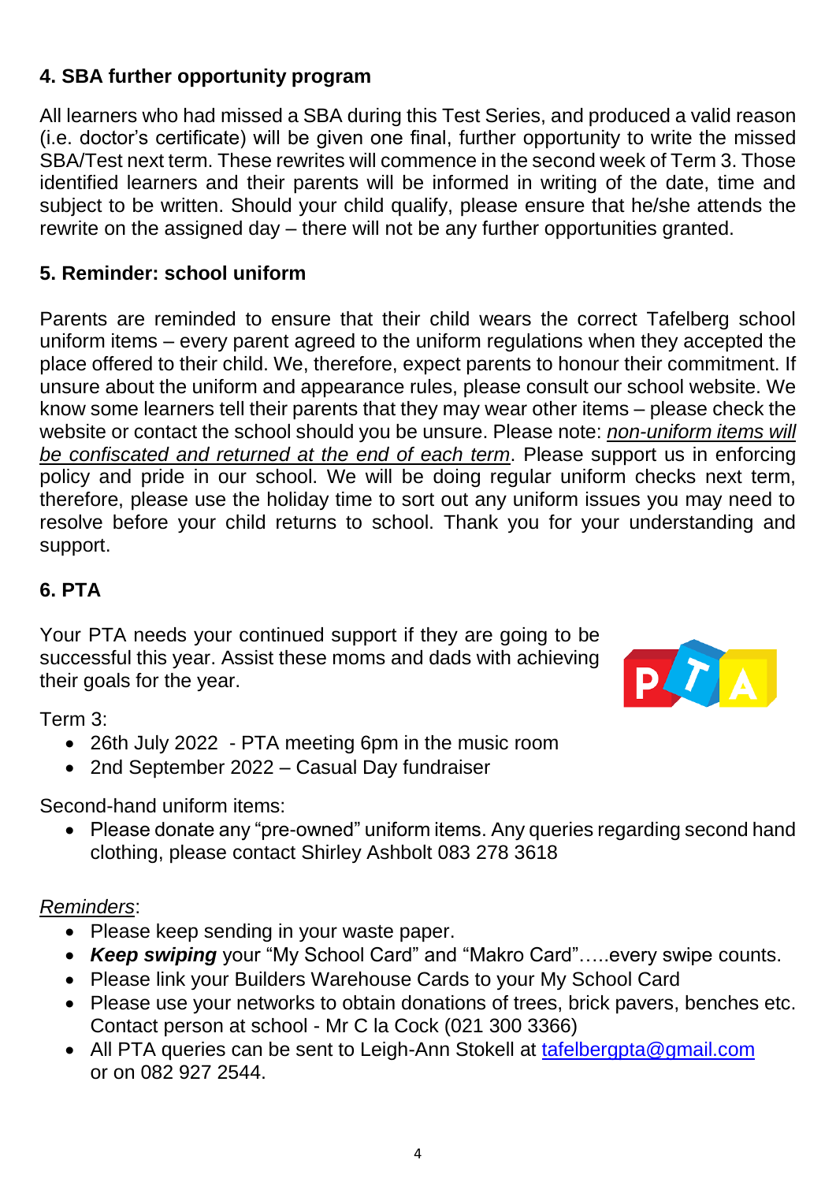## 4. SBA further opportunity program

All learners who had missed a SBA during this Test Series, and produced a valid reason (i.e. doctor's certificate) will be given one final, further opportunity to write the missed SBA/Test next term. These rewrites will commence in the second week of Term 3. Those identified learners and their parents will be informed in writing of the date, time and subject to be written. Should your child qualify, please ensure that he/she attends the rewrite on the assigned day – there will not be any further opportunities granted.

## 5. Reminder: school uniform

Parents are reminded to ensure that their child wears the correct Tafelberg school uniform items – every parent agreed to the uniform regulations when they accepted the place offered to their child. We, therefore, expect parents to honour their commitment. If unsure about the uniform and appearance rules, please consult our school website. We know some learners tell their parents that they may wear other items – please check the website or contact the school should you be unsure. Please note: *non-uniform items will be confiscated and returned at the end of each term*. Please support us in enforcing policy and pride in our school. We will be doing regular uniform checks next term, therefore, please use the holiday time to sort out any uniform issues you may need to resolve before your child returns to school. Thank you for your understanding and support.

## 6. PTA

Your PTA needs your continued support if they are going to be successful this year. Assist these moms and dads with achieving their goals for the year.

Term 3:

- 26th July 2022 - PTA meeting 6pm in the music room
- 2nd September 2022 – Casual Day fundraiser

Second-hand uniform items:

- Please donate any "pre-owned" uniform items. Any queries regarding second hand clothing, please contact Shirley Ashbolt 083 278 3618

*Reminders*:

- Please keep sending in your waste paper.
- ***Keep swiping*** your "My School Card" and "Makro Card"…..every swipe counts.
- Please link your Builders Warehouse Cards to your My School Card
- Please use your networks to obtain donations of trees, brick pavers, benches etc. Contact person at school - Mr C la Cock (021 300 3366)
- All PTA queries can be sent to Leigh-Ann Stokell at tafelbergpta@gmail.com or on 082 927 2544.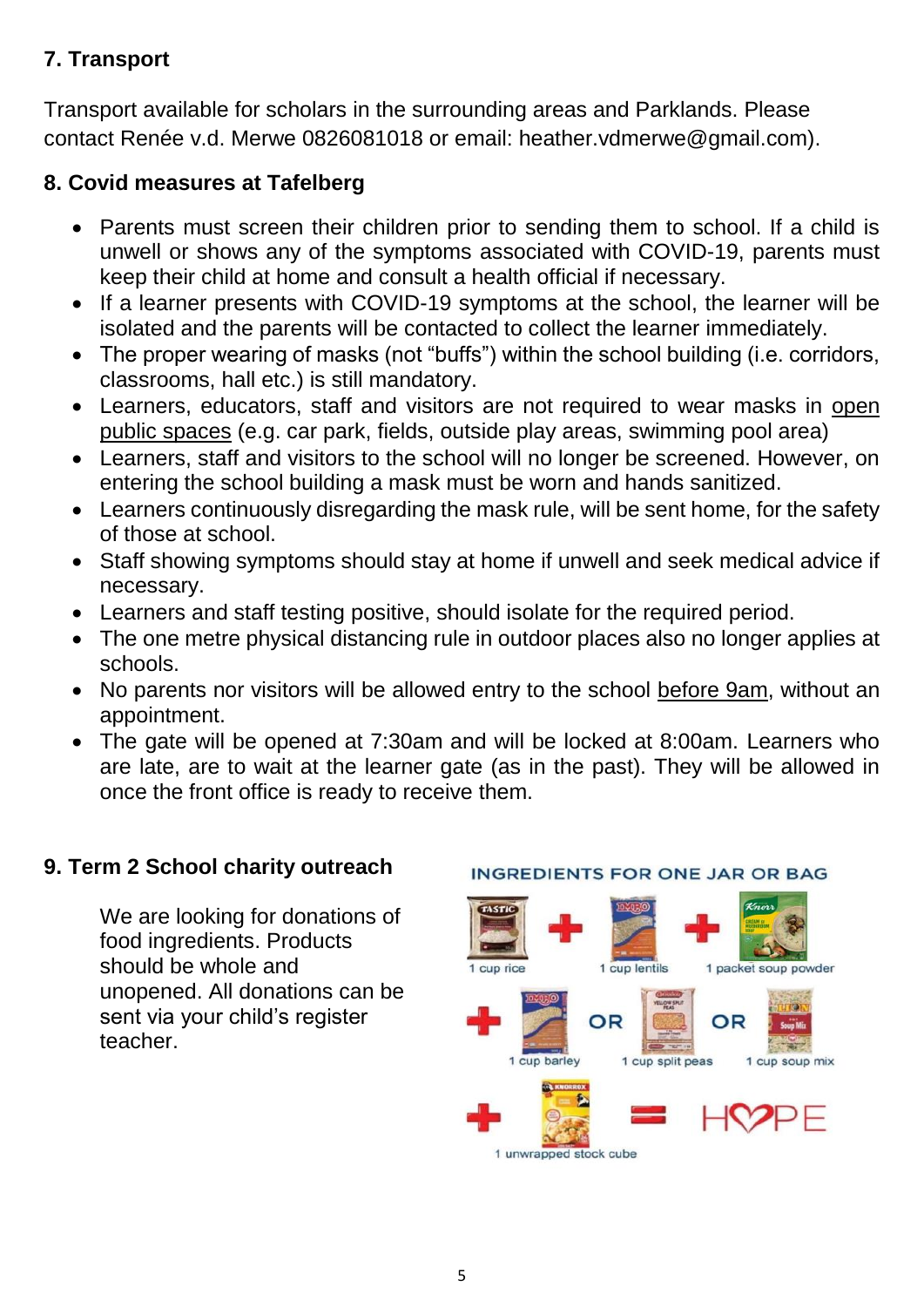## 7. Transport

Transport available for scholars in the surrounding areas and Parklands. Please contact Renée v.d. Merwe 0826081018 or email: heather.vdmerwe@gmail.com).

## 8. Covid measures at Tafelberg

- Parents must screen their children prior to sending them to school. If a child is unwell or shows any of the symptoms associated with COVID-19, parents must keep their child at home and consult a health official if necessary.
- If a learner presents with COVID-19 symptoms at the school, the learner will be isolated and the parents will be contacted to collect the learner immediately.
- The proper wearing of masks (not "buffs") within the school building (i.e. corridors, classrooms, hall etc.) is still mandatory.
- Learners, educators, staff and visitors are not required to wear masks in <u>open public spaces</u> (e.g. car park, fields, outside play areas, swimming pool area)
- Learners, staff and visitors to the school will no longer be screened. However, on entering the school building a mask must be worn and hands sanitized.
- Learners continuously disregarding the mask rule, will be sent home, for the safety of those at school.
- Staff showing symptoms should stay at home if unwell and seek medical advice if necessary.
- Learners and staff testing positive, should isolate for the required period.
- The one metre physical distancing rule in outdoor places also no longer applies at schools.
- No parents nor visitors will be allowed entry to the school <u>before 9am</u>, without an appointment.
- The gate will be opened at 7:30am and will be locked at 8:00am. Learners who are late, are to wait at the learner gate (as in the past). They will be allowed in once the front office is ready to receive them.

## 9. Term 2 School charity outreach

We are looking for donations of food ingredients. Products should be whole and unopened. All donations can be sent via your child's register teacher.

**INGREDIENTS FOR ONE JAR OR BAG**

1 cup rice + 1 cup lentils + 1 packet soup powder

+ 1 cup barley OR 1 cup split peas OR 1 cup soup mix

+ 1 unwrapped stock cube = HOPE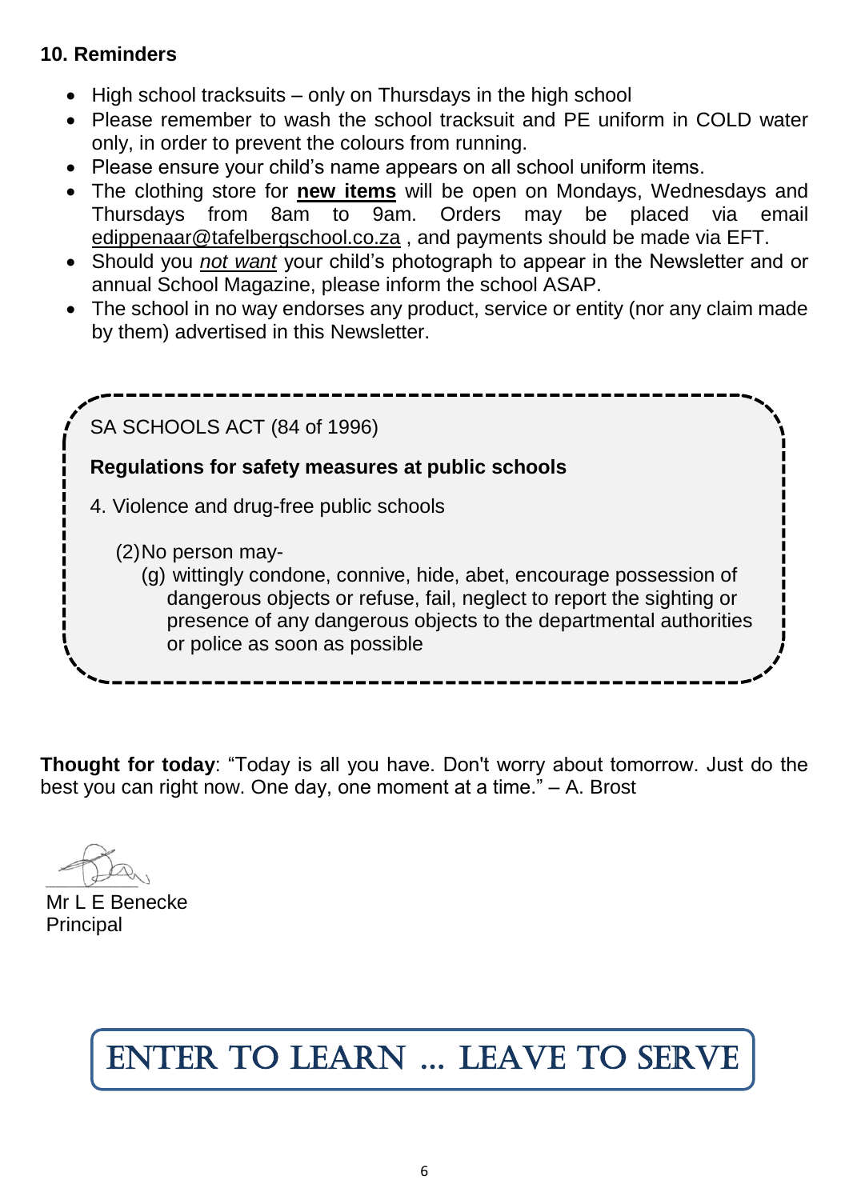## 10. Reminders

- High school tracksuits – only on Thursdays in the high school
- Please remember to wash the school tracksuit and PE uniform in COLD water only, in order to prevent the colours from running.
- Please ensure your child's name appears on all school uniform items.
- The clothing store for **new items** will be open on Mondays, Wednesdays and Thursdays from 8am to 9am. Orders may be placed via email edippenaar@tafelbergschool.co.za , and payments should be made via EFT.
- Should you *not want* your child's photograph to appear in the Newsletter and or annual School Magazine, please inform the school ASAP.
- The school in no way endorses any product, service or entity (nor any claim made by them) advertised in this Newsletter.

SA SCHOOLS ACT (84 of 1996)

**Regulations for safety measures at public schools**

4. Violence and drug-free public schools

(2) No person may-

(g) wittingly condone, connive, hide, abet, encourage possession of dangerous objects or refuse, fail, neglect to report the sighting or presence of any dangerous objects to the departmental authorities or police as soon as possible

**Thought for today**: "Today is all you have. Don't worry about tomorrow. Just do the best you can right now. One day, one moment at a time." – A. Brost

Mr L E Benecke
Principal

ENTER TO LEARN … LEAVE TO SERVE